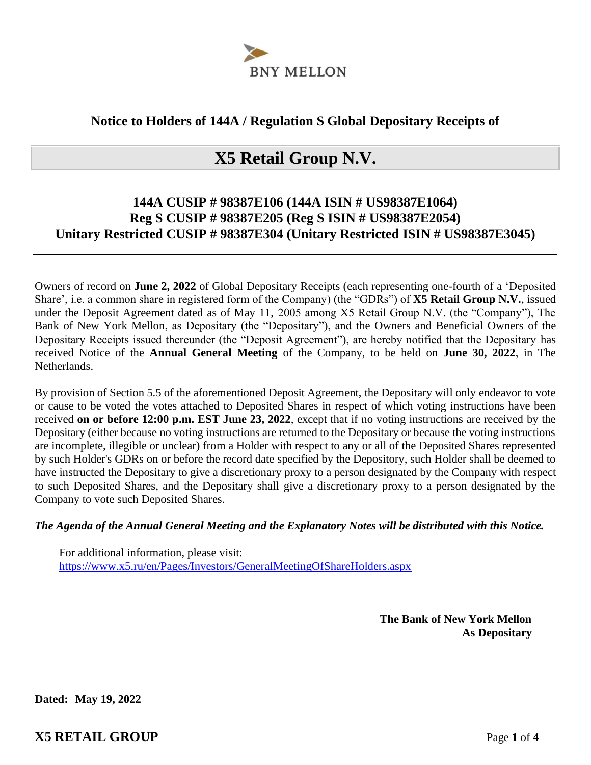BNY MELLON

## Notice to Holders of 144A / Regulation S Global Depositary Receipts of

# X5 Retail Group N.V.

### 144A CUSIP # 98387E106 (144A ISIN # US98387E1064)
### Reg S CUSIP # 98387E205 (Reg S ISIN # US98387E2054)
### Unitary Restricted CUSIP # 98387E304 (Unitary Restricted ISIN # US98387E3045)

---

Owners of record on **June 2, 2022** of Global Depositary Receipts (each representing one-fourth of a 'Deposited Share', i.e. a common share in registered form of the Company) (the "GDRs") of **X5 Retail Group N.V.**, issued under the Deposit Agreement dated as of May 11, 2005 among X5 Retail Group N.V. (the "Company"), The Bank of New York Mellon, as Depositary (the "Depositary"), and the Owners and Beneficial Owners of the Depositary Receipts issued thereunder (the "Deposit Agreement"), are hereby notified that the Depositary has received Notice of the **Annual General Meeting** of the Company, to be held on **June 30, 2022**, in The Netherlands.

By provision of Section 5.5 of the aforementioned Deposit Agreement, the Depositary will only endeavor to vote or cause to be voted the votes attached to Deposited Shares in respect of which voting instructions have been received **on or before 12:00 p.m. EST June 23, 2022**, except that if no voting instructions are received by the Depositary (either because no voting instructions are returned to the Depositary or because the voting instructions are incomplete, illegible or unclear) from a Holder with respect to any or all of the Deposited Shares represented by such Holder's GDRs on or before the record date specified by the Depository, such Holder shall be deemed to have instructed the Depositary to give a discretionary proxy to a person designated by the Company with respect to such Deposited Shares, and the Depositary shall give a discretionary proxy to a person designated by the Company to vote such Deposited Shares.

***The Agenda of the Annual General Meeting and the Explanatory Notes will be distributed with this Notice.***

For additional information, please visit:
https://www.x5.ru/en/Pages/Investors/GeneralMeetingOfShareHolders.aspx

**The Bank of New York Mellon**
**As Depositary**

**Dated: May 19, 2022**

**X5 RETAIL GROUP**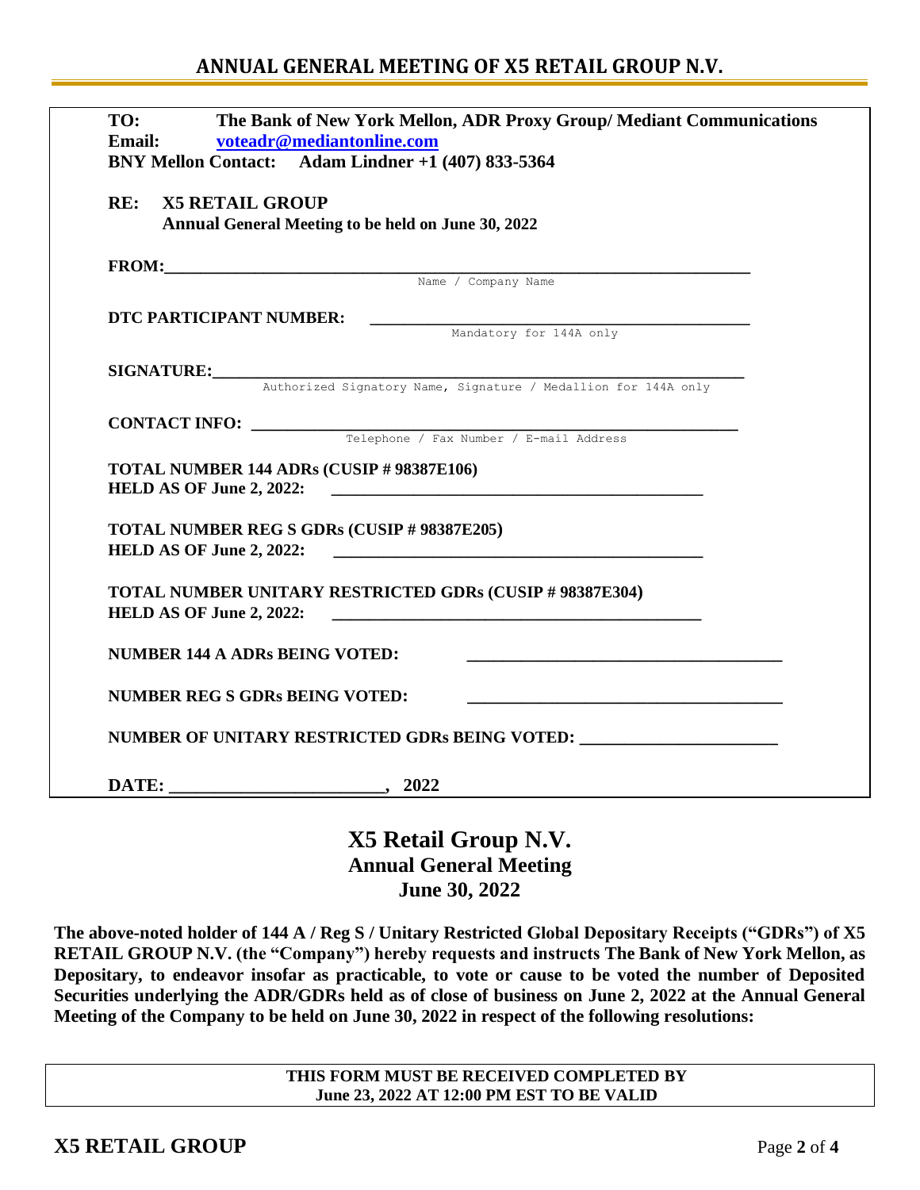# ANNUAL GENERAL MEETING OF X5 RETAIL GROUP N.V.

**TO:** **The Bank of New York Mellon, ADR Proxy Group/ Mediant Communications**
**Email:** **voteadr@mediantonline.com**
**BNY Mellon Contact: Adam Lindner +1 (407) 833-5364**

**RE: X5 RETAIL GROUP**
**Annual General Meeting to be held on June 30, 2022**

**FROM:**_______________________________________________
Name / Company Name

**DTC PARTICIPANT NUMBER:** _______________________________
Mandatory for 144A only

**SIGNATURE:**__________________________________________
Authorized Signatory Name, Signature / Medallion for 144A only

**CONTACT INFO:** _______________________________________
Telephone / Fax Number / E-mail Address

**TOTAL NUMBER 144 ADRs (CUSIP # 98387E106)**
**HELD AS OF June 2, 2022:** _______________________________

**TOTAL NUMBER REG S GDRs (CUSIP # 98387E205)**
**HELD AS OF June 2, 2022:** _______________________________

**TOTAL NUMBER UNITARY RESTRICTED GDRs (CUSIP # 98387E304)**
**HELD AS OF June 2, 2022:** _______________________________

**NUMBER 144 A ADRs BEING VOTED:** _______________________________

**NUMBER REG S GDRs BEING VOTED:** _______________________________

**NUMBER OF UNITARY RESTRICTED GDRs BEING VOTED:** ____________________

**DATE:** ____________________, **2022**

## X5 Retail Group N.V.
### Annual General Meeting
### June 30, 2022

**The above-noted holder of 144 A / Reg S / Unitary Restricted Global Depositary Receipts ("GDRs") of X5 RETAIL GROUP N.V. (the "Company") hereby requests and instructs The Bank of New York Mellon, as Depositary, to endeavor insofar as practicable, to vote or cause to be voted the number of Deposited Securities underlying the ADR/GDRs held as of close of business on June 2, 2022 at the Annual General Meeting of the Company to be held on June 30, 2022 in respect of the following resolutions:**

**THIS FORM MUST BE RECEIVED COMPLETED BY**
**June 23, 2022 AT 12:00 PM EST TO BE VALID**

**X5 RETAIL GROUP**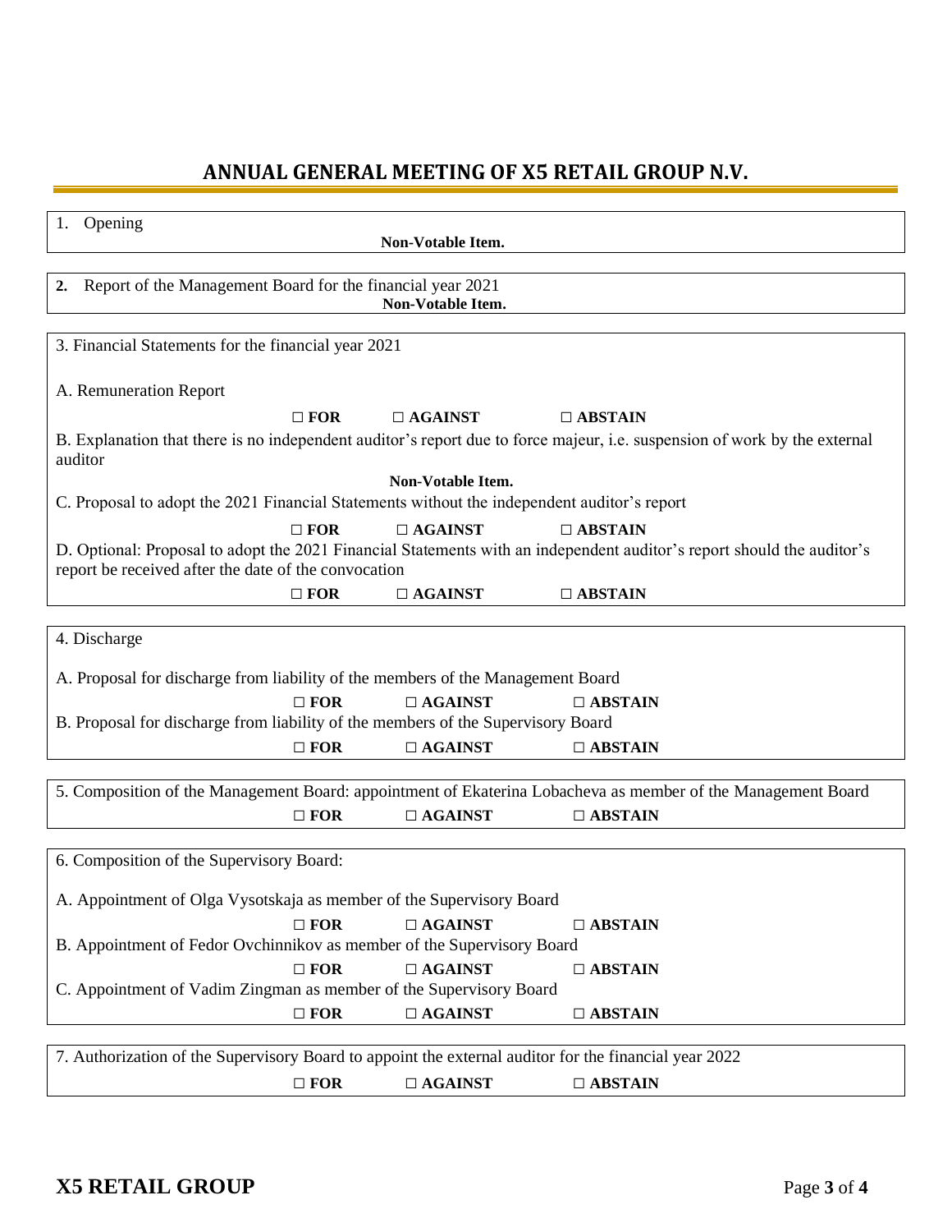# ANNUAL GENERAL MEETING OF X5 RETAIL GROUP N.V.

1. Opening

**Non-Votable Item.**

2. Report of the Management Board for the financial year 2021

**Non-Votable Item.**

3. Financial Statements for the financial year 2021

A. Remuneration Report

**☐ FOR ☐ AGAINST ☐ ABSTAIN**

B. Explanation that there is no independent auditor's report due to force majeur, i.e. suspension of work by the external auditor

**Non-Votable Item.**

C. Proposal to adopt the 2021 Financial Statements without the independent auditor's report

**☐ FOR ☐ AGAINST ☐ ABSTAIN**

D. Optional: Proposal to adopt the 2021 Financial Statements with an independent auditor's report should the auditor's report be received after the date of the convocation

**☐ FOR ☐ AGAINST ☐ ABSTAIN**

4. Discharge

A. Proposal for discharge from liability of the members of the Management Board

**☐ FOR ☐ AGAINST ☐ ABSTAIN**

B. Proposal for discharge from liability of the members of the Supervisory Board

**☐ FOR ☐ AGAINST ☐ ABSTAIN**

5. Composition of the Management Board: appointment of Ekaterina Lobacheva as member of the Management Board

**☐ FOR ☐ AGAINST ☐ ABSTAIN**

6. Composition of the Supervisory Board:

A. Appointment of Olga Vysotskaja as member of the Supervisory Board

**☐ FOR ☐ AGAINST ☐ ABSTAIN**

B. Appointment of Fedor Ovchinnikov as member of the Supervisory Board

**☐ FOR ☐ AGAINST ☐ ABSTAIN**

C. Appointment of Vadim Zingman as member of the Supervisory Board

**☐ FOR ☐ AGAINST ☐ ABSTAIN**

7. Authorization of the Supervisory Board to appoint the external auditor for the financial year 2022

**☐ FOR ☐ AGAINST ☐ ABSTAIN**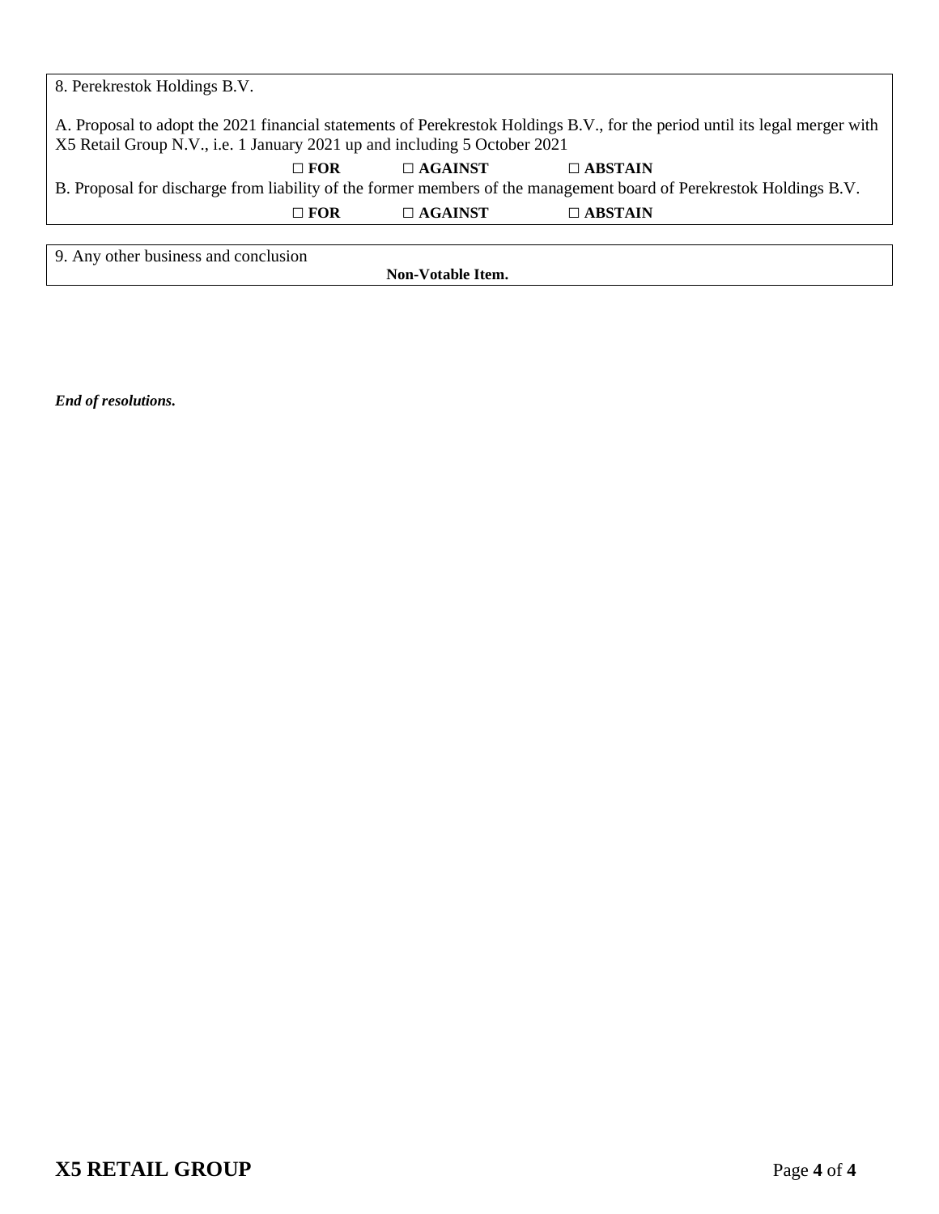8. Perekrestok Holdings B.V.

A. Proposal to adopt the 2021 financial statements of Perekrestok Holdings B.V., for the period until its legal merger with X5 Retail Group N.V., i.e. 1 January 2021 up and including 5 October 2021

**☐ FOR** **☐ AGAINST** **☐ ABSTAIN**

B. Proposal for discharge from liability of the former members of the management board of Perekrestok Holdings B.V.

**☐ FOR** **☐ AGAINST** **☐ ABSTAIN**

9. Any other business and conclusion

**Non-Votable Item.**

***End of resolutions.***